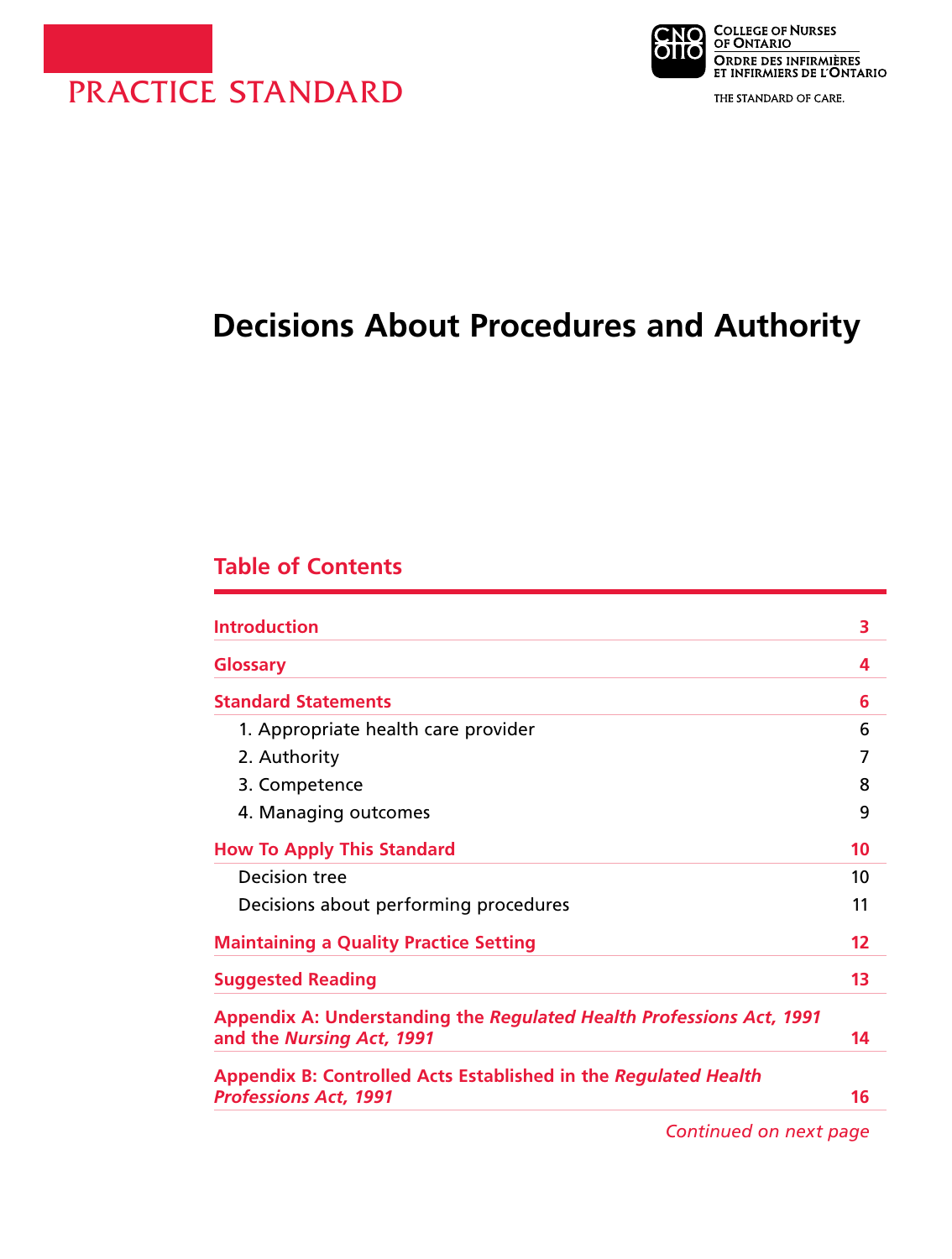PRACTICE STANDARD

College of Nurses of Ontario
Ordre des infirmières et infirmiers de l'Ontario
THE STANDARD OF CARE.

# Decisions About Procedures and Authority

## Table of Contents

| | |
|---|---|
| **Introduction** | **3** |
| **Glossary** | **4** |
| **Standard Statements** | **6** |
| 1. Appropriate health care provider | 6 |
| 2. Authority | 7 |
| 3. Competence | 8 |
| 4. Managing outcomes | 9 |
| **How To Apply This Standard** | **10** |
| Decision tree | 10 |
| Decisions about performing procedures | 11 |
| **Maintaining a Quality Practice Setting** | **12** |
| **Suggested Reading** | **13** |
| **Appendix A: Understanding the *Regulated Health Professions Act, 1991* and the *Nursing Act, 1991*** | **14** |
| **Appendix B: Controlled Acts Established in the *Regulated Health Professions Act, 1991*** | **16** |

*Continued on next page*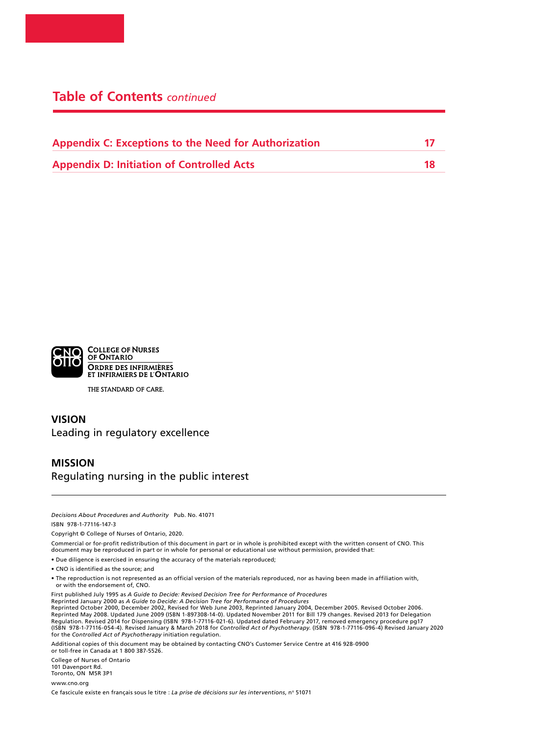## Table of Contents *continued*

| | |
|---|---|
| **Appendix C: Exceptions to the Need for Authorization** | **17** |
| **Appendix D: Initiation of Controlled Acts** | **18** |

COLLEGE OF NURSES OF ONTARIO
ORDRE DES INFIRMIÈRES ET INFIRMIERS DE L'ONTARIO

THE STANDARD OF CARE.

**VISION**

Leading in regulatory excellence

**MISSION**

Regulating nursing in the public interest

---

*Decisions About Procedures and Authority* Pub. No. 41071

ISBN 978-1-77116-147-3

Copyright © College of Nurses of Ontario, 2020.

Commercial or for-profit redistribution of this document in part or in whole is prohibited except with the written consent of CNO. This document may be reproduced in part or in whole for personal or educational use without permission, provided that:

- Due diligence is exercised in ensuring the accuracy of the materials reproduced;
- CNO is identified as the source; and
- The reproduction is not represented as an official version of the materials reproduced, nor as having been made in affiliation with, or with the endorsement of, CNO.

First published July 1995 as *A Guide to Decide: Revised Decision Tree for Performance of Procedures*
Reprinted January 2000 as *A Guide to Decide: A Decision Tree for Performance of Procedures*
Reprinted October 2000, December 2002, Revised for Web June 2003, Reprinted January 2004, December 2005. Revised October 2006. Reprinted May 2008. Updated June 2009 (ISBN 1-897308-14-0). Updated November 2011 for Bill 179 changes. Revised 2013 for Delegation Regulation. Revised 2014 for Dispensing (ISBN 978-1-77116-021-6). Updated dated February 2017, removed emergency procedure pg17 (ISBN 978-1-77116-054-4). Revised January & March 2018 for *Controlled Act of Psychotherapy.* (ISBN 978-1-77116-096-4) Revised January 2020 for the *Controlled Act of Psychotherapy* initiation regulation.

Additional copies of this document may be obtained by contacting CNO's Customer Service Centre at 416 928-0900 or toll-free in Canada at 1 800 387-5526.

College of Nurses of Ontario
101 Davenport Rd.
Toronto, ON M5R 3P1

www.cno.org

Ce fascicule existe en français sous le titre : *La prise de décisions sur les interventions*, n° 51071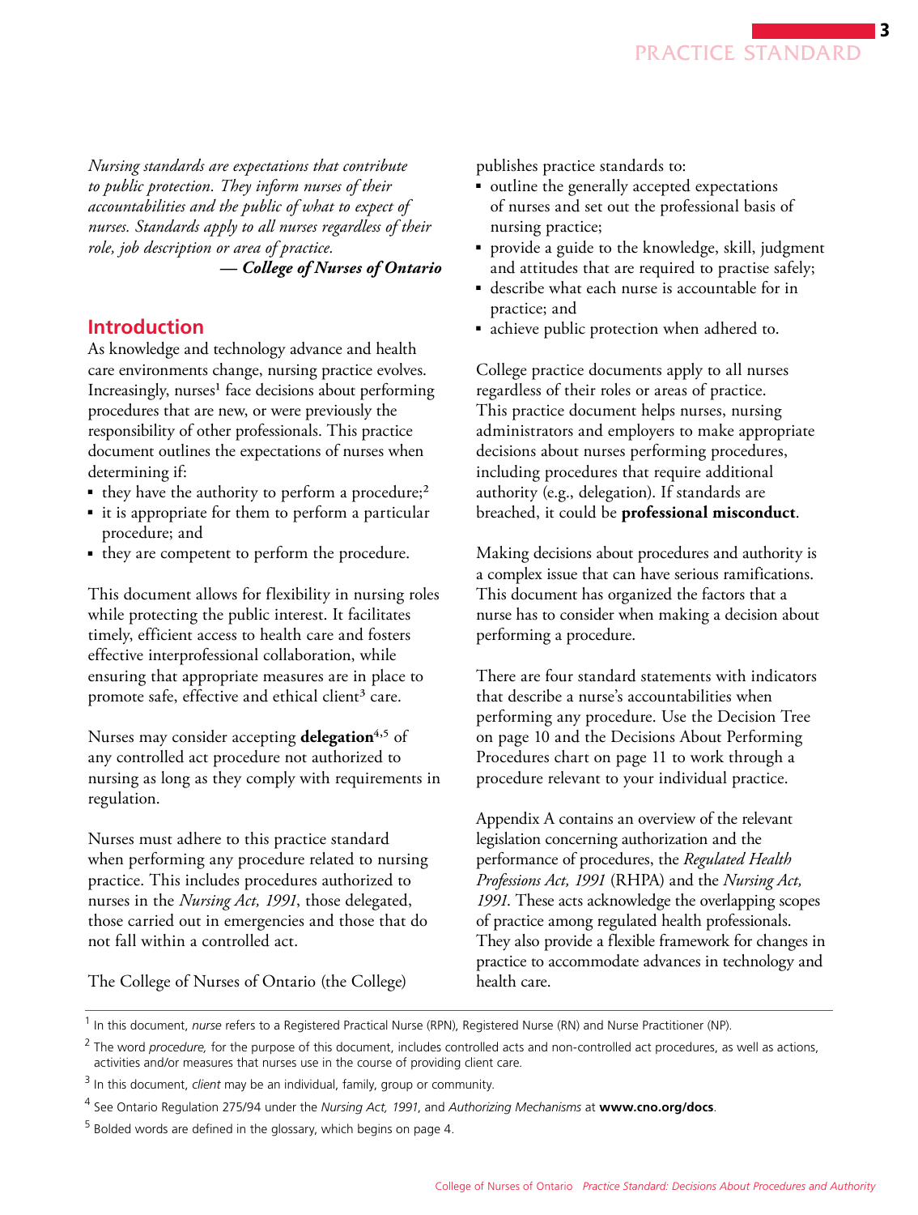*Nursing standards are expectations that contribute to public protection. They inform nurses of their accountabilities and the public of what to expect of nurses. Standards apply to all nurses regardless of their role, job description or area of practice.*

***— College of Nurses of Ontario***

## Introduction

As knowledge and technology advance and health care environments change, nursing practice evolves. Increasingly, nurses[1] face decisions about performing procedures that are new, or were previously the responsibility of other professionals. This practice document outlines the expectations of nurses when determining if:

- they have the authority to perform a procedure;[2]
- it is appropriate for them to perform a particular procedure; and
- they are competent to perform the procedure.

This document allows for flexibility in nursing roles while protecting the public interest. It facilitates timely, efficient access to health care and fosters effective interprofessional collaboration, while ensuring that appropriate measures are in place to promote safe, effective and ethical client[3] care.

Nurses may consider accepting **delegation**[4,5] of any controlled act procedure not authorized to nursing as long as they comply with requirements in regulation.

Nurses must adhere to this practice standard when performing any procedure related to nursing practice. This includes procedures authorized to nurses in the *Nursing Act, 1991*, those delegated, those carried out in emergencies and those that do not fall within a controlled act.

The College of Nurses of Ontario (the College) publishes practice standards to:

- outline the generally accepted expectations of nurses and set out the professional basis of nursing practice;
- provide a guide to the knowledge, skill, judgment and attitudes that are required to practise safely;
- describe what each nurse is accountable for in practice; and
- achieve public protection when adhered to.

College practice documents apply to all nurses regardless of their roles or areas of practice. This practice document helps nurses, nursing administrators and employers to make appropriate decisions about nurses performing procedures, including procedures that require additional authority (e.g., delegation). If standards are breached, it could be **professional misconduct**.

Making decisions about procedures and authority is a complex issue that can have serious ramifications. This document has organized the factors that a nurse has to consider when making a decision about performing a procedure.

There are four standard statements with indicators that describe a nurse's accountabilities when performing any procedure. Use the Decision Tree on page 10 and the Decisions About Performing Procedures chart on page 11 to work through a procedure relevant to your individual practice.

Appendix A contains an overview of the relevant legislation concerning authorization and the performance of procedures, the *Regulated Health Professions Act, 1991* (RHPA) and the *Nursing Act, 1991*. These acts acknowledge the overlapping scopes of practice among regulated health professionals. They also provide a flexible framework for changes in practice to accommodate advances in technology and health care.

---

[1] In this document, *nurse* refers to a Registered Practical Nurse (RPN), Registered Nurse (RN) and Nurse Practitioner (NP).

[2] The word *procedure,* for the purpose of this document, includes controlled acts and non-controlled act procedures, as well as actions, activities and/or measures that nurses use in the course of providing client care.

[3] In this document, *client* may be an individual, family, group or community.

[4] See Ontario Regulation 275/94 under the *Nursing Act, 1991*, and *Authorizing Mechanisms* at **www.cno.org/docs**.

[5] Bolded words are defined in the glossary, which begins on page 4.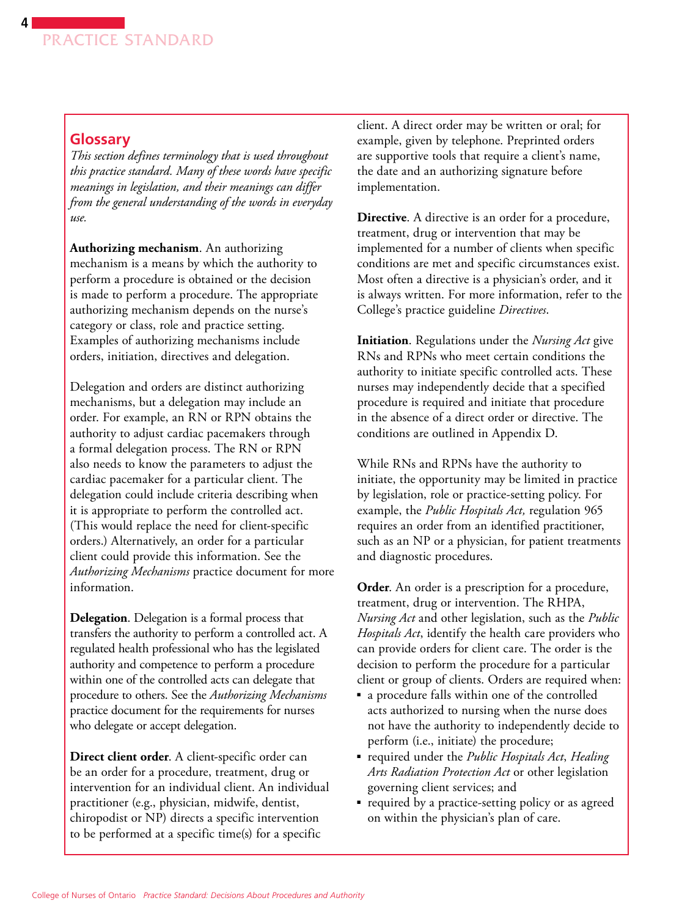## Glossary

*This section defines terminology that is used throughout this practice standard. Many of these words have specific meanings in legislation, and their meanings can differ from the general understanding of the words in everyday use.*

**Authorizing mechanism**. An authorizing mechanism is a means by which the authority to perform a procedure is obtained or the decision is made to perform a procedure. The appropriate authorizing mechanism depends on the nurse's category or class, role and practice setting. Examples of authorizing mechanisms include orders, initiation, directives and delegation.

Delegation and orders are distinct authorizing mechanisms, but a delegation may include an order. For example, an RN or RPN obtains the authority to adjust cardiac pacemakers through a formal delegation process. The RN or RPN also needs to know the parameters to adjust the cardiac pacemaker for a particular client. The delegation could include criteria describing when it is appropriate to perform the controlled act. (This would replace the need for client-specific orders.) Alternatively, an order for a particular client could provide this information. See the *Authorizing Mechanisms* practice document for more information.

**Delegation**. Delegation is a formal process that transfers the authority to perform a controlled act. A regulated health professional who has the legislated authority and competence to perform a procedure within one of the controlled acts can delegate that procedure to others. See the *Authorizing Mechanisms* practice document for the requirements for nurses who delegate or accept delegation.

**Direct client order**. A client-specific order can be an order for a procedure, treatment, drug or intervention for an individual client. An individual practitioner (e.g., physician, midwife, dentist, chiropodist or NP) directs a specific intervention to be performed at a specific time(s) for a specific client. A direct order may be written or oral; for example, given by telephone. Preprinted orders are supportive tools that require a client's name, the date and an authorizing signature before implementation.

**Directive**. A directive is an order for a procedure, treatment, drug or intervention that may be implemented for a number of clients when specific conditions are met and specific circumstances exist. Most often a directive is a physician's order, and it is always written. For more information, refer to the College's practice guideline *Directives*.

**Initiation**. Regulations under the *Nursing Act* give RNs and RPNs who meet certain conditions the authority to initiate specific controlled acts. These nurses may independently decide that a specified procedure is required and initiate that procedure in the absence of a direct order or directive. The conditions are outlined in Appendix D.

While RNs and RPNs have the authority to initiate, the opportunity may be limited in practice by legislation, role or practice-setting policy. For example, the *Public Hospitals Act,* regulation 965 requires an order from an identified practitioner, such as an NP or a physician, for patient treatments and diagnostic procedures.

**Order**. An order is a prescription for a procedure, treatment, drug or intervention. The RHPA, *Nursing Act* and other legislation, such as the *Public Hospitals Act*, identify the health care providers who can provide orders for client care. The order is the decision to perform the procedure for a particular client or group of clients. Orders are required when:

- a procedure falls within one of the controlled acts authorized to nursing when the nurse does not have the authority to independently decide to perform (i.e., initiate) the procedure;
- required under the *Public Hospitals Act*, *Healing Arts Radiation Protection Act* or other legislation governing client services; and
- required by a practice-setting policy or as agreed on within the physician's plan of care.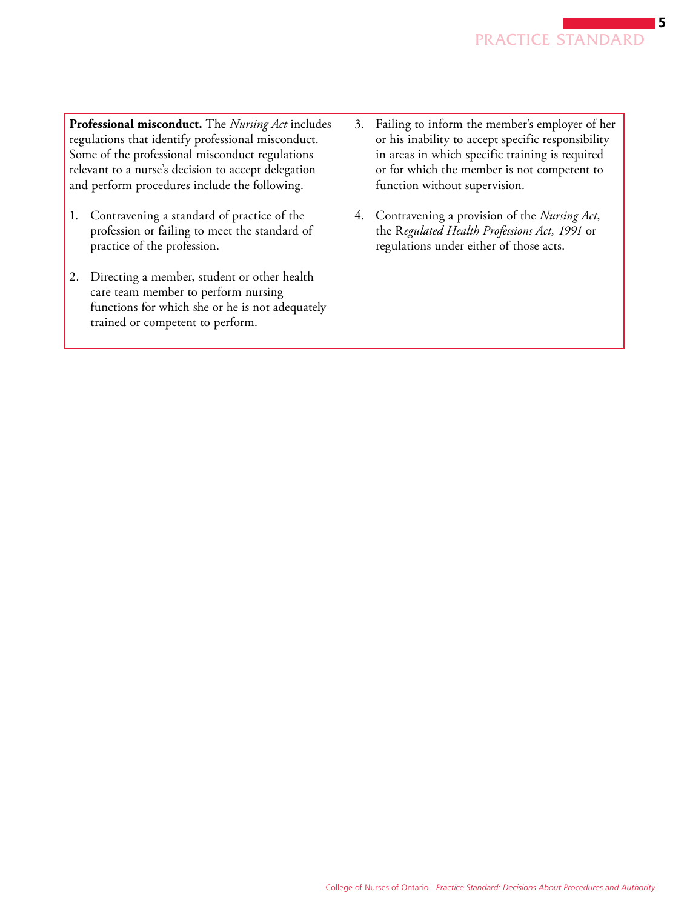**Professional misconduct.** The *Nursing Act* includes regulations that identify professional misconduct. Some of the professional misconduct regulations relevant to a nurse's decision to accept delegation and perform procedures include the following.

1. Contravening a standard of practice of the profession or failing to meet the standard of practice of the profession.

2. Directing a member, student or other health care team member to perform nursing functions for which she or he is not adequately trained or competent to perform.

3. Failing to inform the member's employer of her or his inability to accept specific responsibility in areas in which specific training is required or for which the member is not competent to function without supervision.

4. Contravening a provision of the *Nursing Act*, the *Regulated Health Professions Act, 1991* or regulations under either of those acts.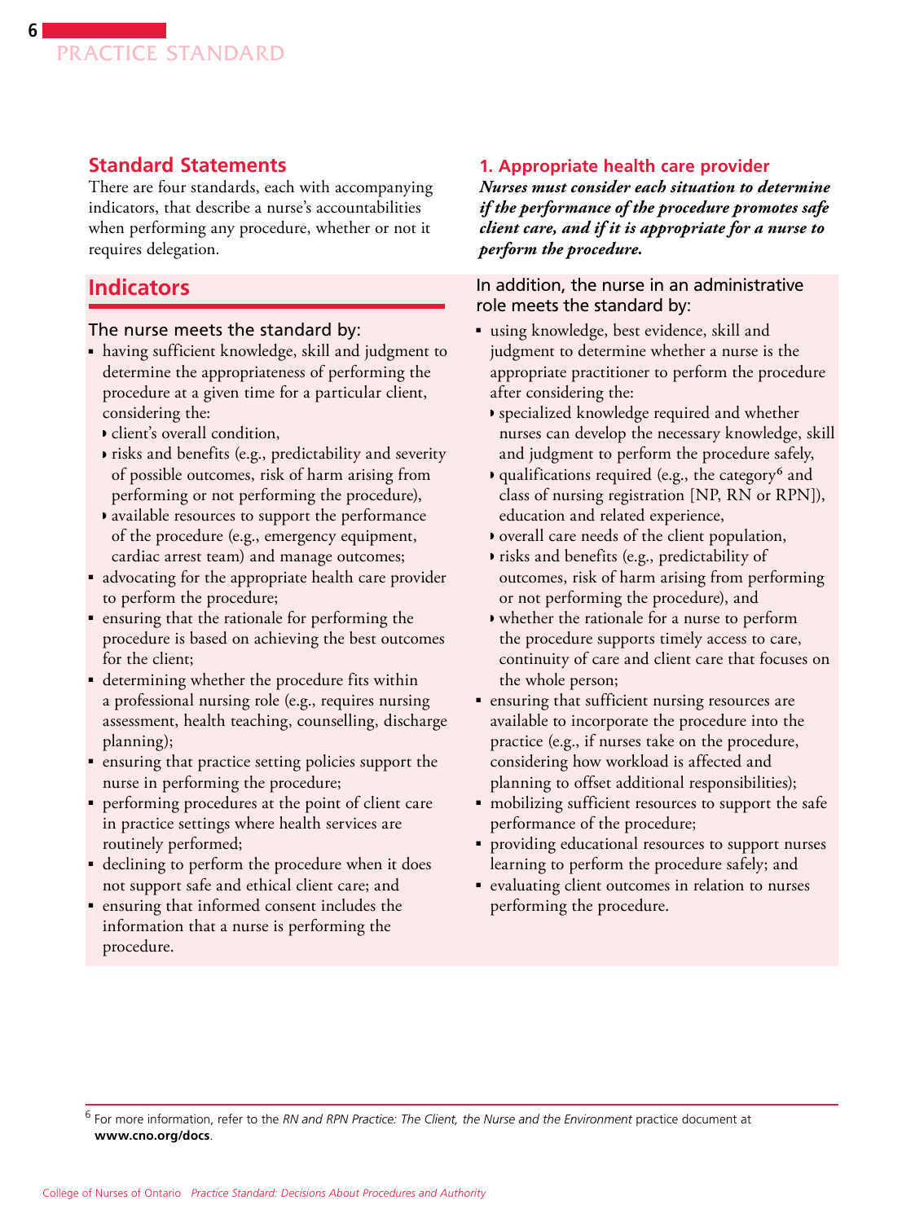## Standard Statements

There are four standards, each with accompanying indicators, that describe a nurse's accountabilities when performing any procedure, whether or not it requires delegation.

### 1. Appropriate health care provider

***Nurses must consider each situation to determine if the performance of the procedure promotes safe client care, and if it is appropriate for a nurse to perform the procedure.***

## Indicators

The nurse meets the standard by:

- having sufficient knowledge, skill and judgment to determine the appropriateness of performing the procedure at a given time for a particular client, considering the:
  - client's overall condition,
  - risks and benefits (e.g., predictability and severity of possible outcomes, risk of harm arising from performing or not performing the procedure),
  - available resources to support the performance of the procedure (e.g., emergency equipment, cardiac arrest team) and manage outcomes;
- advocating for the appropriate health care provider to perform the procedure;
- ensuring that the rationale for performing the procedure is based on achieving the best outcomes for the client;
- determining whether the procedure fits within a professional nursing role (e.g., requires nursing assessment, health teaching, counselling, discharge planning);
- ensuring that practice setting policies support the nurse in performing the procedure;
- performing procedures at the point of client care in practice settings where health services are routinely performed;
- declining to perform the procedure when it does not support safe and ethical client care; and
- ensuring that informed consent includes the information that a nurse is performing the procedure.

In addition, the nurse in an administrative role meets the standard by:

- using knowledge, best evidence, skill and judgment to determine whether a nurse is the appropriate practitioner to perform the procedure after considering the:
  - specialized knowledge required and whether nurses can develop the necessary knowledge, skill and judgment to perform the procedure safely,
  - qualifications required (e.g., the category[6] and class of nursing registration [NP, RN or RPN]), education and related experience,
  - overall care needs of the client population,
  - risks and benefits (e.g., predictability of outcomes, risk of harm arising from performing or not performing the procedure), and
  - whether the rationale for a nurse to perform the procedure supports timely access to care, continuity of care and client care that focuses on the whole person;
- ensuring that sufficient nursing resources are available to incorporate the procedure into the practice (e.g., if nurses take on the procedure, considering how workload is affected and planning to offset additional responsibilities);
- mobilizing sufficient resources to support the safe performance of the procedure;
- providing educational resources to support nurses learning to perform the procedure safely; and
- evaluating client outcomes in relation to nurses performing the procedure.

---

[6] For more information, refer to the *RN and RPN Practice: The Client, the Nurse and the Environment* practice document at **www.cno.org/docs**.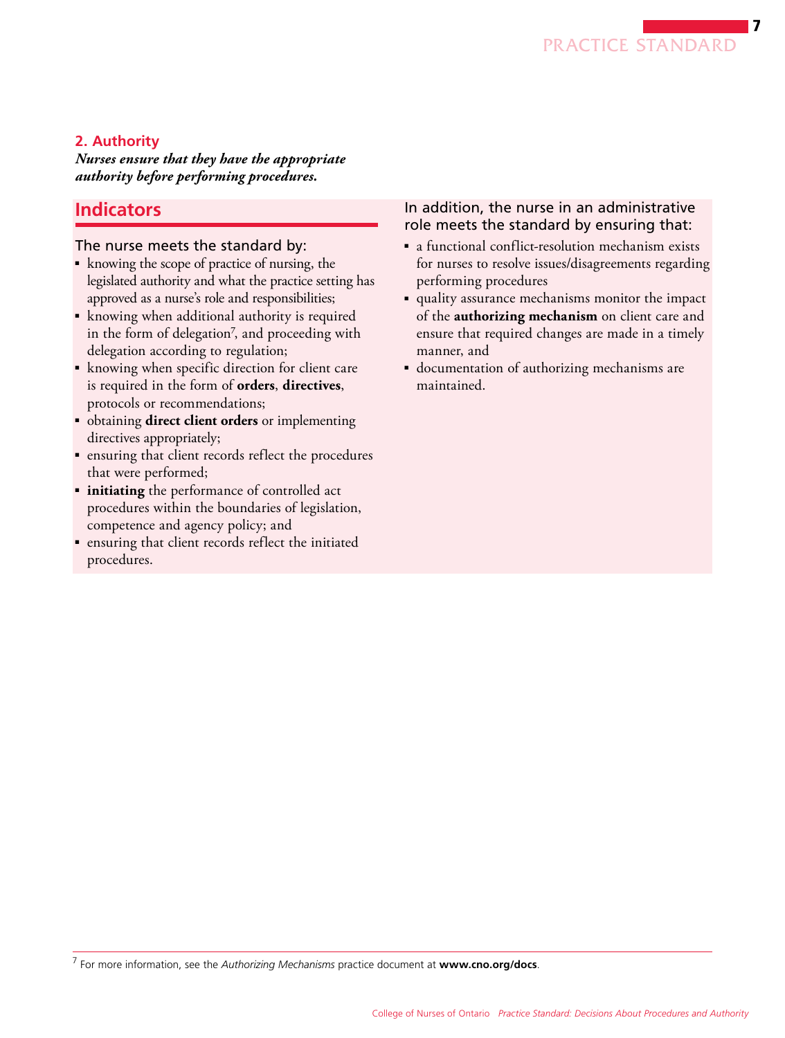## 2. Authority

***Nurses ensure that they have the appropriate authority before performing procedures.***

### Indicators

The nurse meets the standard by:

- knowing the scope of practice of nursing, the legislated authority and what the practice setting has approved as a nurse's role and responsibilities;
- knowing when additional authority is required in the form of delegation[7], and proceeding with delegation according to regulation;
- knowing when specific direction for client care is required in the form of **orders**, **directives**, protocols or recommendations;
- obtaining **direct client orders** or implementing directives appropriately;
- ensuring that client records reflect the procedures that were performed;
- **initiating** the performance of controlled act procedures within the boundaries of legislation, competence and agency policy; and
- ensuring that client records reflect the initiated procedures.

In addition, the nurse in an administrative role meets the standard by ensuring that:

- a functional conflict-resolution mechanism exists for nurses to resolve issues/disagreements regarding performing procedures
- quality assurance mechanisms monitor the impact of the **authorizing mechanism** on client care and ensure that required changes are made in a timely manner, and
- documentation of authorizing mechanisms are maintained.

---

[7] For more information, see the *Authorizing Mechanisms* practice document at **www.cno.org/docs**.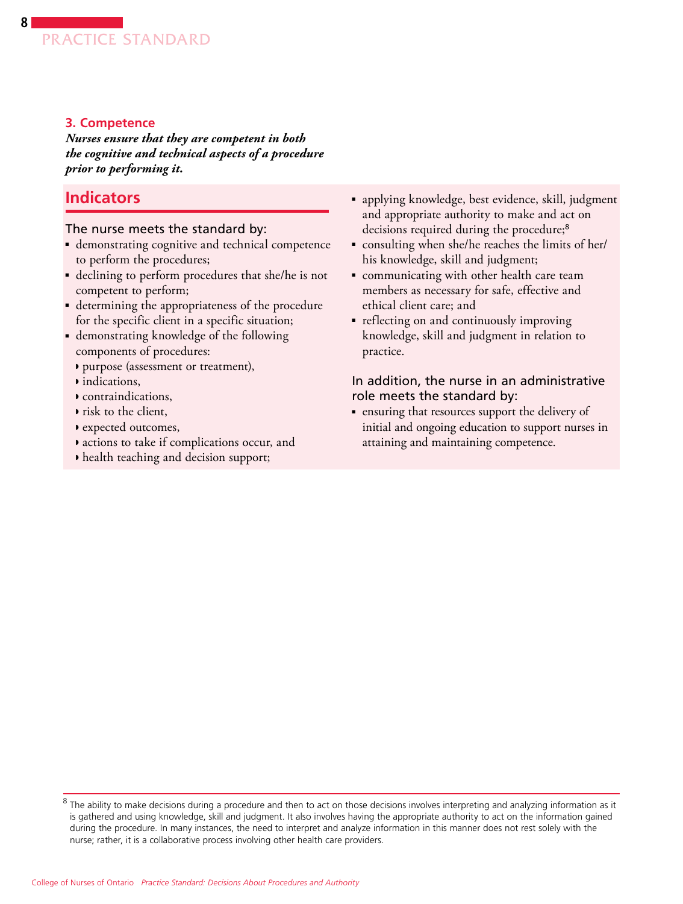## 3. Competence

***Nurses ensure that they are competent in both the cognitive and technical aspects of a procedure prior to performing it.***

### Indicators

The nurse meets the standard by:

- demonstrating cognitive and technical competence to perform the procedures;
- declining to perform procedures that she/he is not competent to perform;
- determining the appropriateness of the procedure for the specific client in a specific situation;
- demonstrating knowledge of the following components of procedures:
  - purpose (assessment or treatment),
  - indications,
  - contraindications,
  - risk to the client,
  - expected outcomes,
  - actions to take if complications occur, and
  - health teaching and decision support;
- applying knowledge, best evidence, skill, judgment and appropriate authority to make and act on decisions required during the procedure;[8]
- consulting when she/he reaches the limits of her/his knowledge, skill and judgment;
- communicating with other health care team members as necessary for safe, effective and ethical client care; and
- reflecting on and continuously improving knowledge, skill and judgment in relation to practice.

In addition, the nurse in an administrative role meets the standard by:

- ensuring that resources support the delivery of initial and ongoing education to support nurses in attaining and maintaining competence.

---

[8] The ability to make decisions during a procedure and then to act on those decisions involves interpreting and analyzing information as it is gathered and using knowledge, skill and judgment. It also involves having the appropriate authority to act on the information gained during the procedure. In many instances, the need to interpret and analyze information in this manner does not rest solely with the nurse; rather, it is a collaborative process involving other health care providers.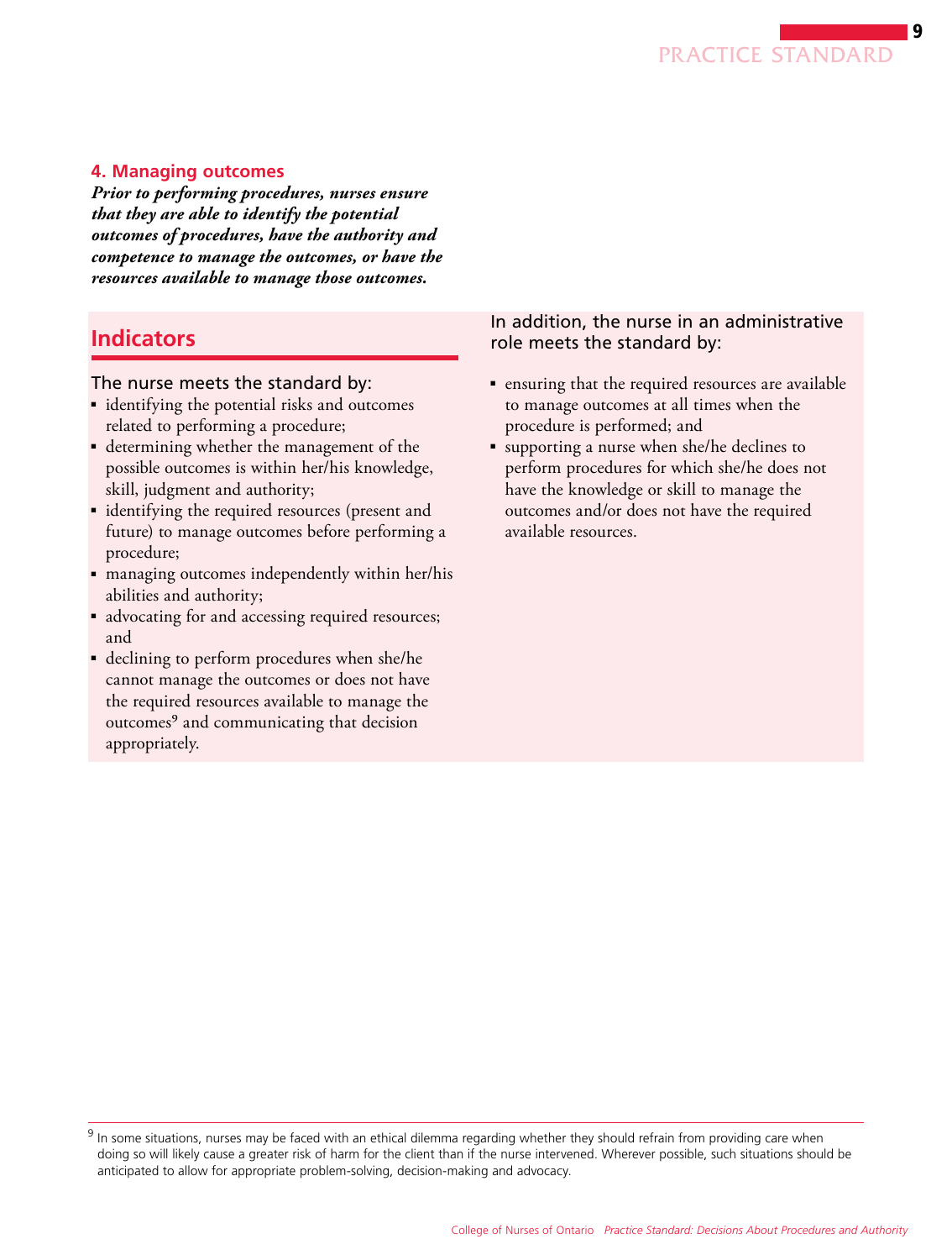### 4. Managing outcomes

***Prior to performing procedures, nurses ensure that they are able to identify the potential outcomes of procedures, have the authority and competence to manage the outcomes, or have the resources available to manage those outcomes.***

## Indicators

The nurse meets the standard by:

- identifying the potential risks and outcomes related to performing a procedure;
- determining whether the management of the possible outcomes is within her/his knowledge, skill, judgment and authority;
- identifying the required resources (present and future) to manage outcomes before performing a procedure;
- managing outcomes independently within her/his abilities and authority;
- advocating for and accessing required resources; and
- declining to perform procedures when she/he cannot manage the outcomes or does not have the required resources available to manage the outcomes[9] and communicating that decision appropriately.

In addition, the nurse in an administrative role meets the standard by:

- ensuring that the required resources are available to manage outcomes at all times when the procedure is performed; and
- supporting a nurse when she/he declines to perform procedures for which she/he does not have the knowledge or skill to manage the outcomes and/or does not have the required available resources.

---

[9] In some situations, nurses may be faced with an ethical dilemma regarding whether they should refrain from providing care when doing so will likely cause a greater risk of harm for the client than if the nurse intervened. Wherever possible, such situations should be anticipated to allow for appropriate problem-solving, decision-making and advocacy.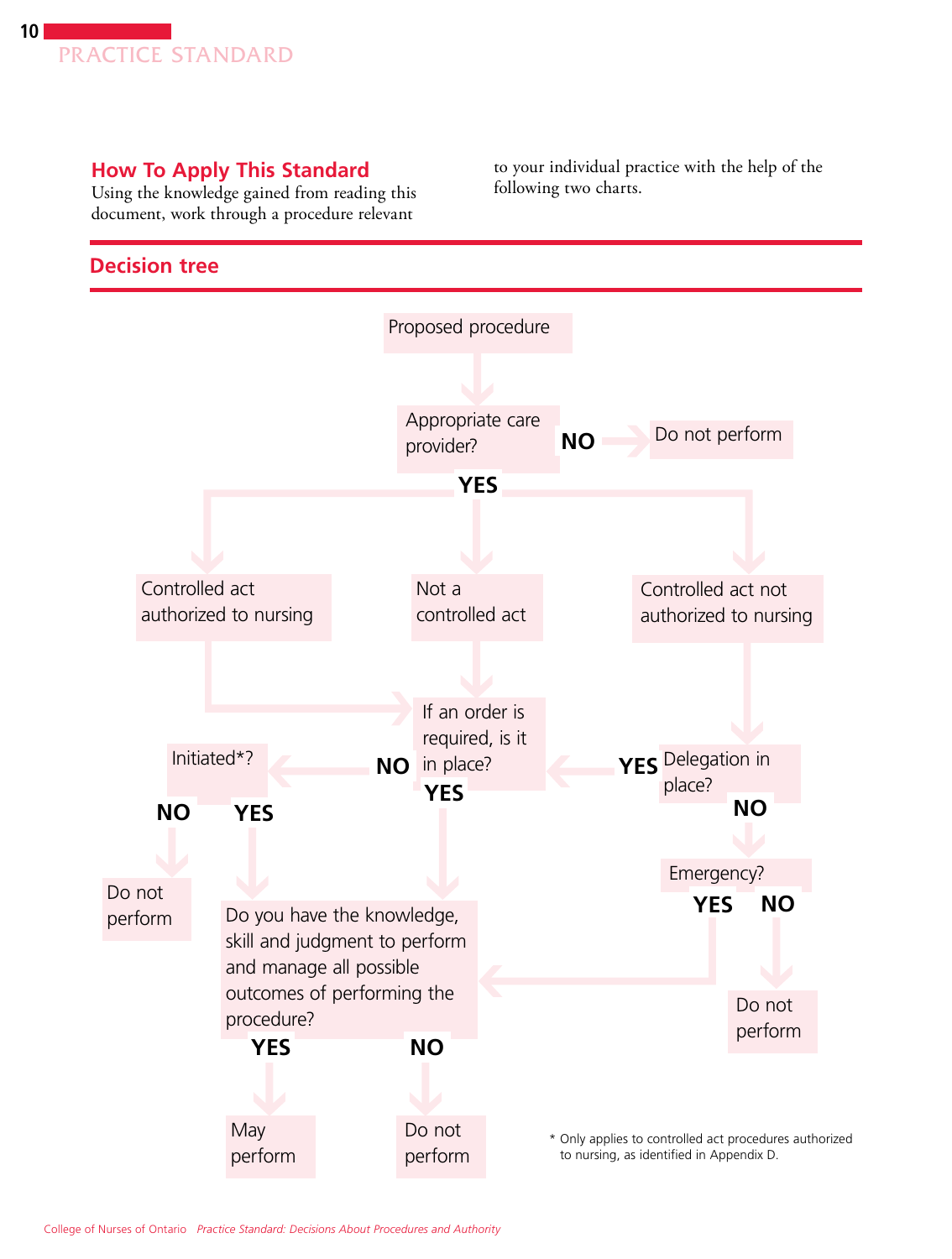## How To Apply This Standard

Using the knowledge gained from reading this document, work through a procedure relevant to your individual practice with the help of the following two charts.

## Decision tree

Proposed procedure

Appropriate care provider?
- NO → Do not perform
- YES → Controlled act authorized to nursing / Not a controlled act / Controlled act not authorized to nursing

Controlled act authorized to nursing → If an order is required, is it in place?

Not a controlled act → If an order is required, is it in place?

Controlled act not authorized to nursing → Delegation in place?
- YES → If an order is required, is it in place?
- NO → Emergency?
  - YES → Do you have the knowledge, skill and judgment to perform and manage all possible outcomes of performing the procedure?
  - NO → Do not perform

If an order is required, is it in place?
- YES → Do you have the knowledge, skill and judgment to perform and manage all possible outcomes of performing the procedure?
- NO → Initiated*?
  - NO → Do not perform
  - YES → Do you have the knowledge, skill and judgment to perform and manage all possible outcomes of performing the procedure?

Do you have the knowledge, skill and judgment to perform and manage all possible outcomes of performing the procedure?
- YES → May perform
- NO → Do not perform

\* Only applies to controlled act procedures authorized to nursing, as identified in Appendix D.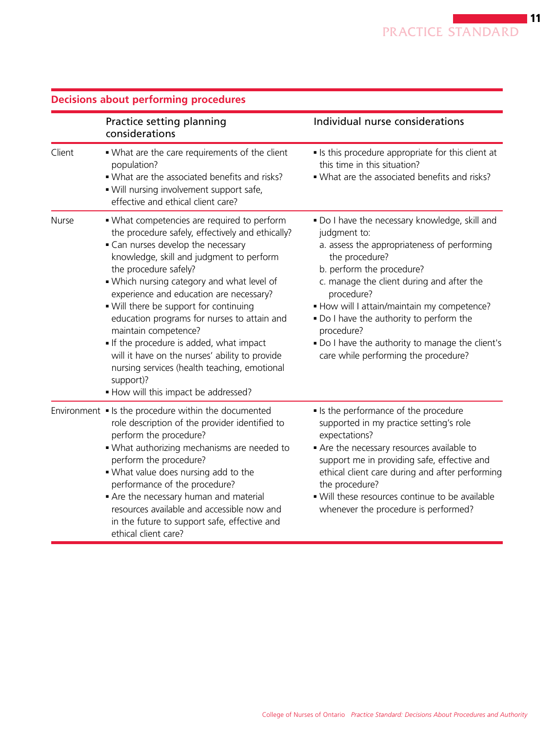## Decisions about performing procedures

| | Practice setting planning considerations | Individual nurse considerations |
|---|---|---|
| Client | ▪ What are the care requirements of the client population?<br>▪ What are the associated benefits and risks?<br>▪ Will nursing involvement support safe, effective and ethical client care? | ▪ Is this procedure appropriate for this client at this time in this situation?<br>▪ What are the associated benefits and risks? |
| Nurse | ▪ What competencies are required to perform the procedure safely, effectively and ethically?<br>▪ Can nurses develop the necessary knowledge, skill and judgment to perform the procedure safely?<br>▪ Which nursing category and what level of experience and education are necessary?<br>▪ Will there be support for continuing education programs for nurses to attain and maintain competence?<br>▪ If the procedure is added, what impact will it have on the nurses' ability to provide nursing services (health teaching, emotional support)?<br>▪ How will this impact be addressed? | ▪ Do I have the necessary knowledge, skill and judgment to:<br>a. assess the appropriateness of performing the procedure?<br>b. perform the procedure?<br>c. manage the client during and after the procedure?<br>▪ How will I attain/maintain my competence?<br>▪ Do I have the authority to perform the procedure?<br>▪ Do I have the authority to manage the client's care while performing the procedure? |
| Environment | ▪ Is the procedure within the documented role description of the provider identified to perform the procedure?<br>▪ What authorizing mechanisms are needed to perform the procedure?<br>▪ What value does nursing add to the performance of the procedure?<br>▪ Are the necessary human and material resources available and accessible now and in the future to support safe, effective and ethical client care? | ▪ Is the performance of the procedure supported in my practice setting's role expectations?<br>▪ Are the necessary resources available to support me in providing safe, effective and ethical client care during and after performing the procedure?<br>▪ Will these resources continue to be available whenever the procedure is performed? |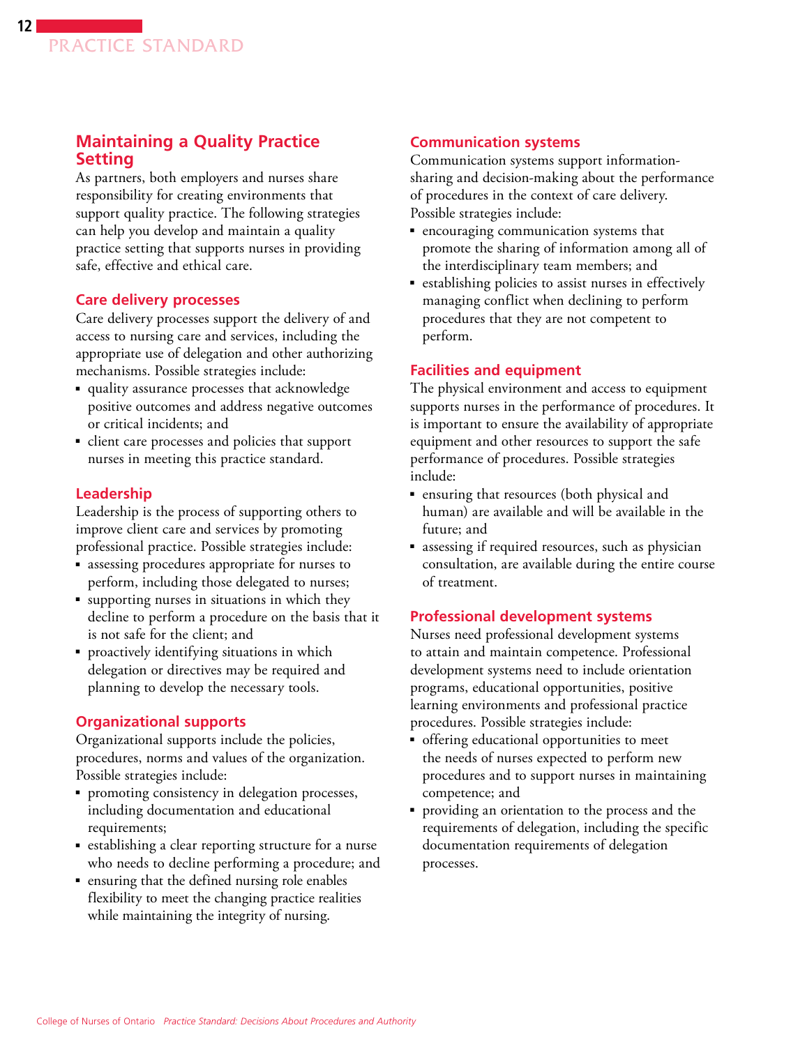## Maintaining a Quality Practice Setting

As partners, both employers and nurses share responsibility for creating environments that support quality practice. The following strategies can help you develop and maintain a quality practice setting that supports nurses in providing safe, effective and ethical care.

### Care delivery processes

Care delivery processes support the delivery of and access to nursing care and services, including the appropriate use of delegation and other authorizing mechanisms. Possible strategies include:

- quality assurance processes that acknowledge positive outcomes and address negative outcomes or critical incidents; and
- client care processes and policies that support nurses in meeting this practice standard.

### Leadership

Leadership is the process of supporting others to improve client care and services by promoting professional practice. Possible strategies include:

- assessing procedures appropriate for nurses to perform, including those delegated to nurses;
- supporting nurses in situations in which they decline to perform a procedure on the basis that it is not safe for the client; and
- proactively identifying situations in which delegation or directives may be required and planning to develop the necessary tools.

### Organizational supports

Organizational supports include the policies, procedures, norms and values of the organization. Possible strategies include:

- promoting consistency in delegation processes, including documentation and educational requirements;
- establishing a clear reporting structure for a nurse who needs to decline performing a procedure; and
- ensuring that the defined nursing role enables flexibility to meet the changing practice realities while maintaining the integrity of nursing.

### Communication systems

Communication systems support information-sharing and decision-making about the performance of procedures in the context of care delivery. Possible strategies include:

- encouraging communication systems that promote the sharing of information among all of the interdisciplinary team members; and
- establishing policies to assist nurses in effectively managing conflict when declining to perform procedures that they are not competent to perform.

### Facilities and equipment

The physical environment and access to equipment supports nurses in the performance of procedures. It is important to ensure the availability of appropriate equipment and other resources to support the safe performance of procedures. Possible strategies include:

- ensuring that resources (both physical and human) are available and will be available in the future; and
- assessing if required resources, such as physician consultation, are available during the entire course of treatment.

### Professional development systems

Nurses need professional development systems to attain and maintain competence. Professional development systems need to include orientation programs, educational opportunities, positive learning environments and professional practice procedures. Possible strategies include:

- offering educational opportunities to meet the needs of nurses expected to perform new procedures and to support nurses in maintaining competence; and
- providing an orientation to the process and the requirements of delegation, including the specific documentation requirements of delegation processes.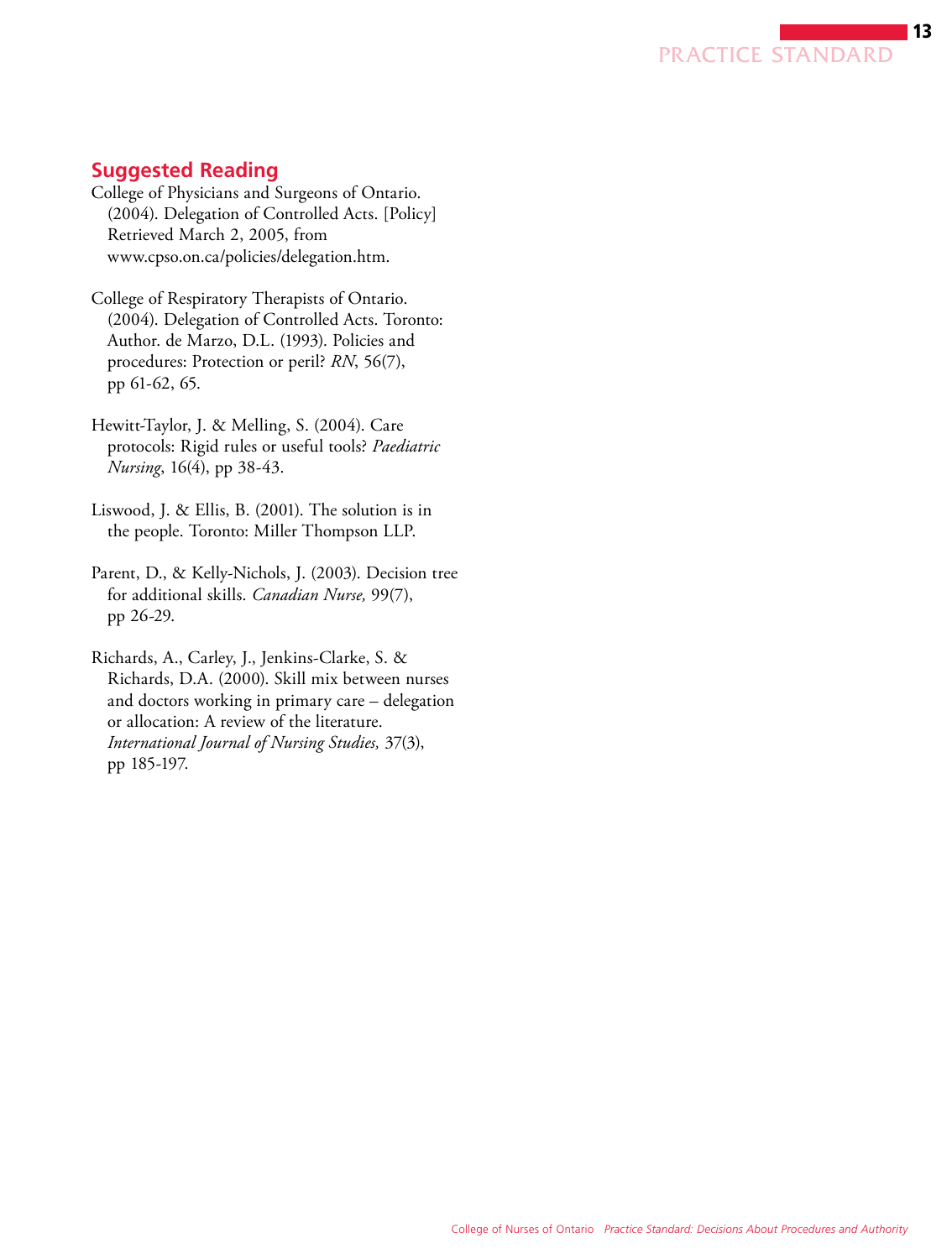## Suggested Reading

College of Physicians and Surgeons of Ontario. (2004). Delegation of Controlled Acts. [Policy] Retrieved March 2, 2005, from www.cpso.on.ca/policies/delegation.htm.

College of Respiratory Therapists of Ontario. (2004). Delegation of Controlled Acts. Toronto: Author. de Marzo, D.L. (1993). Policies and procedures: Protection or peril? *RN*, 56(7), pp 61-62, 65.

Hewitt-Taylor, J. & Melling, S. (2004). Care protocols: Rigid rules or useful tools? *Paediatric Nursing*, 16(4), pp 38-43.

Liswood, J. & Ellis, B. (2001). The solution is in the people. Toronto: Miller Thompson LLP.

Parent, D., & Kelly-Nichols, J. (2003). Decision tree for additional skills. *Canadian Nurse,* 99(7), pp 26-29.

Richards, A., Carley, J., Jenkins-Clarke, S. & Richards, D.A. (2000). Skill mix between nurses and doctors working in primary care – delegation or allocation: A review of the literature. *International Journal of Nursing Studies,* 37(3), pp 185-197.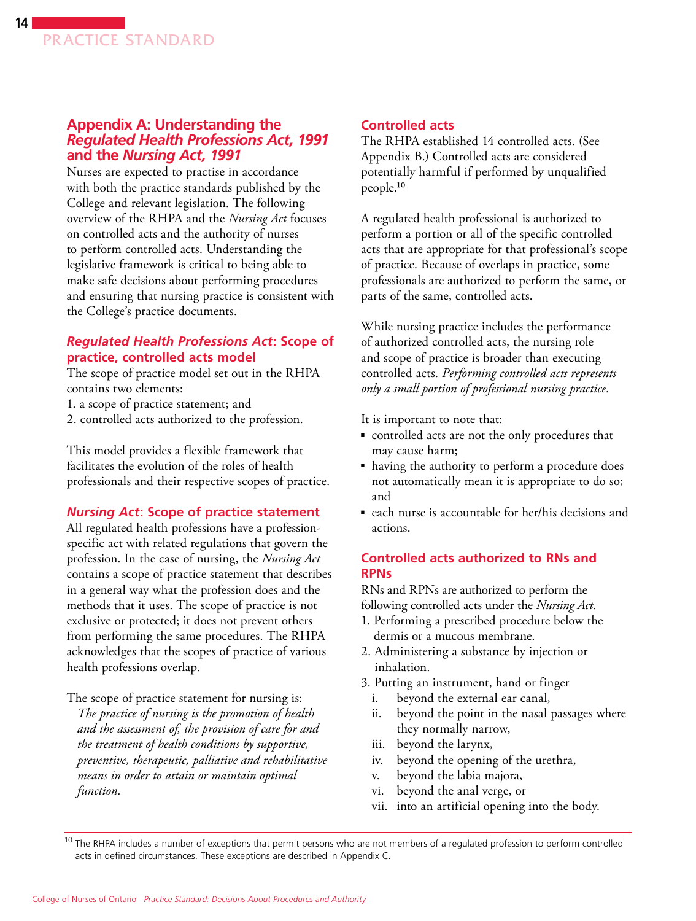## Appendix A: Understanding the *Regulated Health Professions Act, 1991* and the *Nursing Act, 1991*

Nurses are expected to practise in accordance with both the practice standards published by the College and relevant legislation. The following overview of the RHPA and the *Nursing Act* focuses on controlled acts and the authority of nurses to perform controlled acts. Understanding the legislative framework is critical to being able to make safe decisions about performing procedures and ensuring that nursing practice is consistent with the College's practice documents.

### *Regulated Health Professions Act*: Scope of practice, controlled acts model

The scope of practice model set out in the RHPA contains two elements:

1. a scope of practice statement; and
2. controlled acts authorized to the profession.

This model provides a flexible framework that facilitates the evolution of the roles of health professionals and their respective scopes of practice.

### *Nursing Act*: Scope of practice statement

All regulated health professions have a profession-specific act with related regulations that govern the profession. In the case of nursing, the *Nursing Act* contains a scope of practice statement that describes in a general way what the profession does and the methods that it uses. The scope of practice is not exclusive or protected; it does not prevent others from performing the same procedures. The RHPA acknowledges that the scopes of practice of various health professions overlap.

The scope of practice statement for nursing is:

> *The practice of nursing is the promotion of health and the assessment of, the provision of care for and the treatment of health conditions by supportive, preventive, therapeutic, palliative and rehabilitative means in order to attain or maintain optimal function.*

### Controlled acts

The RHPA established 14 controlled acts. (See Appendix B.) Controlled acts are considered potentially harmful if performed by unqualified people.[10]

A regulated health professional is authorized to perform a portion or all of the specific controlled acts that are appropriate for that professional's scope of practice. Because of overlaps in practice, some professionals are authorized to perform the same, or parts of the same, controlled acts.

While nursing practice includes the performance of authorized controlled acts, the nursing role and scope of practice is broader than executing controlled acts. *Performing controlled acts represents only a small portion of professional nursing practice.*

It is important to note that:

- controlled acts are not the only procedures that may cause harm;
- having the authority to perform a procedure does not automatically mean it is appropriate to do so; and
- each nurse is accountable for her/his decisions and actions.

### Controlled acts authorized to RNs and RPNs

RNs and RPNs are authorized to perform the following controlled acts under the *Nursing Act*.

1. Performing a prescribed procedure below the dermis or a mucous membrane.
2. Administering a substance by injection or inhalation.
3. Putting an instrument, hand or finger
   i. beyond the external ear canal,
   ii. beyond the point in the nasal passages where they normally narrow,
   iii. beyond the larynx,
   iv. beyond the opening of the urethra,
   v. beyond the labia majora,
   vi. beyond the anal verge, or
   vii. into an artificial opening into the body.

---

[10] The RHPA includes a number of exceptions that permit persons who are not members of a regulated profession to perform controlled acts in defined circumstances. These exceptions are described in Appendix C.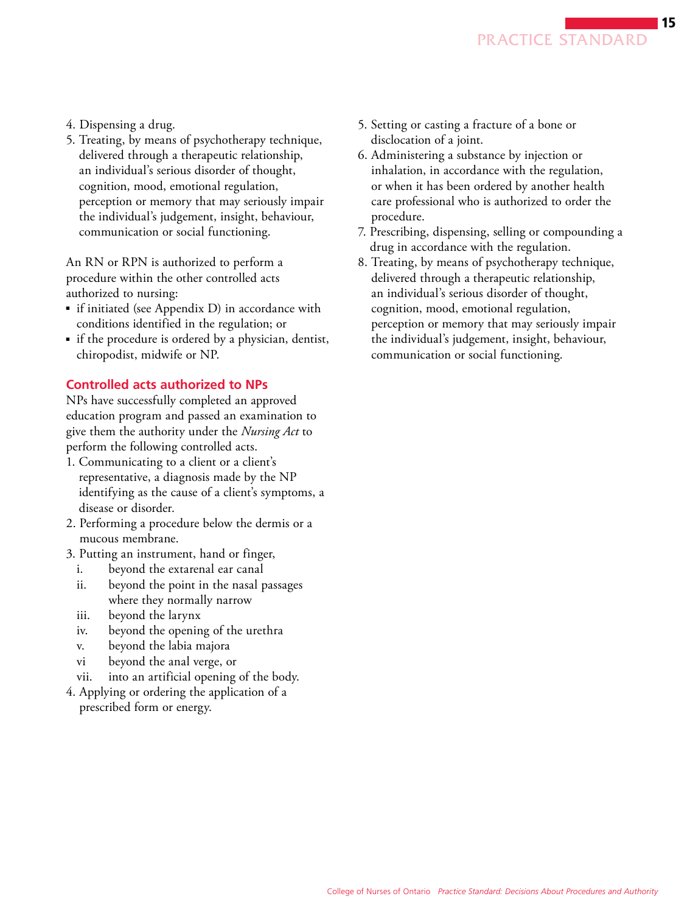4. Dispensing a drug.
5. Treating, by means of psychotherapy technique, delivered through a therapeutic relationship, an individual's serious disorder of thought, cognition, mood, emotional regulation, perception or memory that may seriously impair the individual's judgement, insight, behaviour, communication or social functioning.

An RN or RPN is authorized to perform a procedure within the other controlled acts authorized to nursing:

- if initiated (see Appendix D) in accordance with conditions identified in the regulation; or
- if the procedure is ordered by a physician, dentist, chiropodist, midwife or NP.

### Controlled acts authorized to NPs

NPs have successfully completed an approved education program and passed an examination to give them the authority under the *Nursing Act* to perform the following controlled acts.

1. Communicating to a client or a client's representative, a diagnosis made by the NP identifying as the cause of a client's symptoms, a disease or disorder.
2. Performing a procedure below the dermis or a mucous membrane.
3. Putting an instrument, hand or finger,
   i. beyond the extarenal ear canal
   ii. beyond the point in the nasal passages where they normally narrow
   iii. beyond the larynx
   iv. beyond the opening of the urethra
   v. beyond the labia majora
   vi beyond the anal verge, or
   vii. into an artificial opening of the body.
4. Applying or ordering the application of a prescribed form or energy.
5. Setting or casting a fracture of a bone or disclocation of a joint.
6. Administering a substance by injection or inhalation, in accordance with the regulation, or when it has been ordered by another health care professional who is authorized to order the procedure.
7. Prescribing, dispensing, selling or compounding a drug in accordance with the regulation.
8. Treating, by means of psychotherapy technique, delivered through a therapeutic relationship, an individual's serious disorder of thought, cognition, mood, emotional regulation, perception or memory that may seriously impair the individual's judgement, insight, behaviour, communication or social functioning.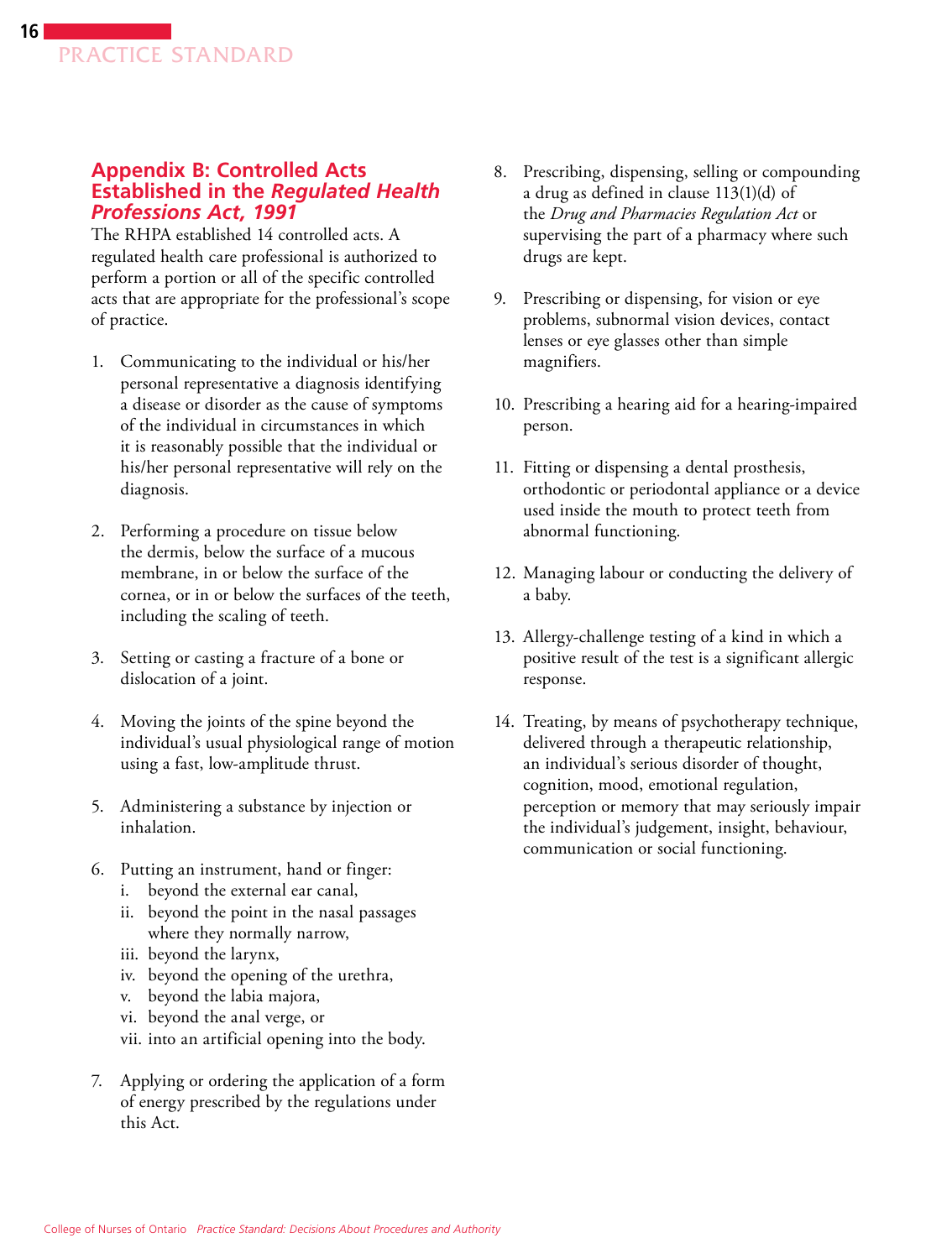## Appendix B: Controlled Acts Established in the *Regulated Health Professions Act, 1991*

The RHPA established 14 controlled acts. A regulated health care professional is authorized to perform a portion or all of the specific controlled acts that are appropriate for the professional's scope of practice.

1. Communicating to the individual or his/her personal representative a diagnosis identifying a disease or disorder as the cause of symptoms of the individual in circumstances in which it is reasonably possible that the individual or his/her personal representative will rely on the diagnosis.
2. Performing a procedure on tissue below the dermis, below the surface of a mucous membrane, in or below the surface of the cornea, or in or below the surfaces of the teeth, including the scaling of teeth.
3. Setting or casting a fracture of a bone or dislocation of a joint.
4. Moving the joints of the spine beyond the individual's usual physiological range of motion using a fast, low-amplitude thrust.
5. Administering a substance by injection or inhalation.
6. Putting an instrument, hand or finger:
   - i. beyond the external ear canal,
   - ii. beyond the point in the nasal passages where they normally narrow,
   - iii. beyond the larynx,
   - iv. beyond the opening of the urethra,
   - v. beyond the labia majora,
   - vi. beyond the anal verge, or
   - vii. into an artificial opening into the body.
7. Applying or ordering the application of a form of energy prescribed by the regulations under this Act.
8. Prescribing, dispensing, selling or compounding a drug as defined in clause 113(1)(d) of the *Drug and Pharmacies Regulation Act* or supervising the part of a pharmacy where such drugs are kept.
9. Prescribing or dispensing, for vision or eye problems, subnormal vision devices, contact lenses or eye glasses other than simple magnifiers.
10. Prescribing a hearing aid for a hearing-impaired person.
11. Fitting or dispensing a dental prosthesis, orthodontic or periodontal appliance or a device used inside the mouth to protect teeth from abnormal functioning.
12. Managing labour or conducting the delivery of a baby.
13. Allergy-challenge testing of a kind in which a positive result of the test is a significant allergic response.
14. Treating, by means of psychotherapy technique, delivered through a therapeutic relationship, an individual's serious disorder of thought, cognition, mood, emotional regulation, perception or memory that may seriously impair the individual's judgement, insight, behaviour, communication or social functioning.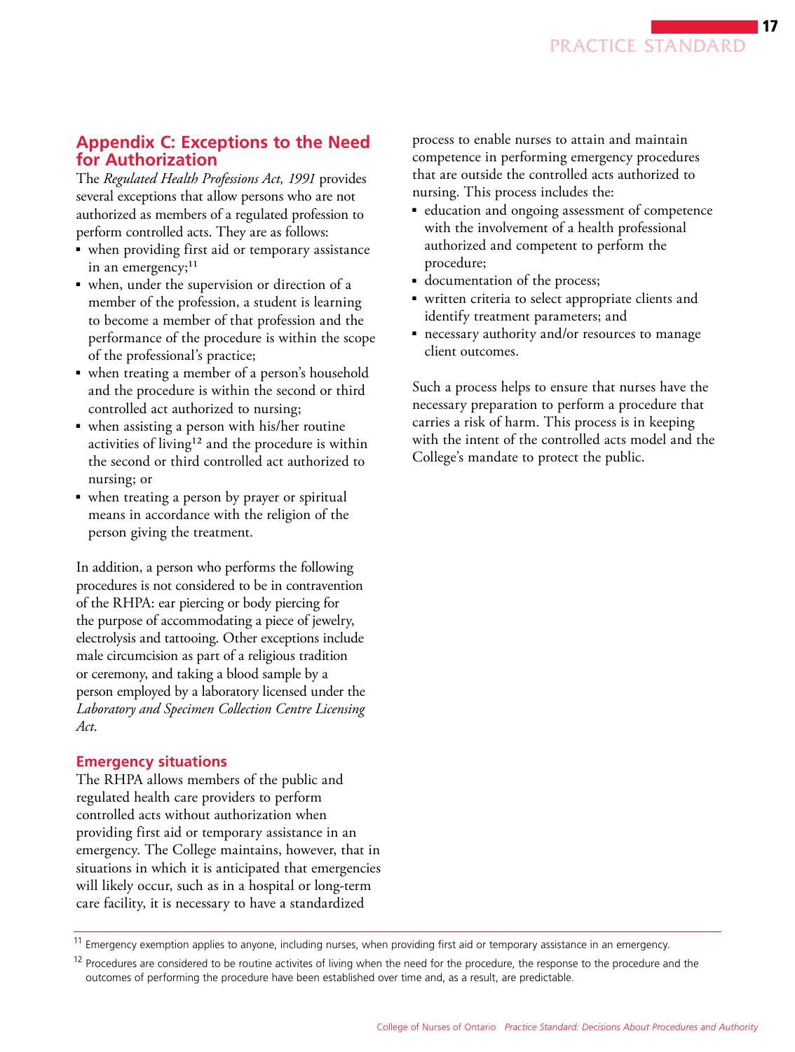## Appendix C: Exceptions to the Need for Authorization

The *Regulated Health Professions Act, 1991* provides several exceptions that allow persons who are not authorized as members of a regulated profession to perform controlled acts. They are as follows:

- when providing first aid or temporary assistance in an emergency;[11]
- when, under the supervision or direction of a member of the profession, a student is learning to become a member of that profession and the performance of the procedure is within the scope of the professional's practice;
- when treating a member of a person's household and the procedure is within the second or third controlled act authorized to nursing;
- when assisting a person with his/her routine activities of living[12] and the procedure is within the second or third controlled act authorized to nursing; or
- when treating a person by prayer or spiritual means in accordance with the religion of the person giving the treatment.

In addition, a person who performs the following procedures is not considered to be in contravention of the RHPA: ear piercing or body piercing for the purpose of accommodating a piece of jewelry, electrolysis and tattooing. Other exceptions include male circumcision as part of a religious tradition or ceremony, and taking a blood sample by a person employed by a laboratory licensed under the *Laboratory and Specimen Collection Centre Licensing Act*.

### Emergency situations

The RHPA allows members of the public and regulated health care providers to perform controlled acts without authorization when providing first aid or temporary assistance in an emergency. The College maintains, however, that in situations in which it is anticipated that emergencies will likely occur, such as in a hospital or long-term care facility, it is necessary to have a standardized process to enable nurses to attain and maintain competence in performing emergency procedures that are outside the controlled acts authorized to nursing. This process includes the:

- education and ongoing assessment of competence with the involvement of a health professional authorized and competent to perform the procedure;
- documentation of the process;
- written criteria to select appropriate clients and identify treatment parameters; and
- necessary authority and/or resources to manage client outcomes.

Such a process helps to ensure that nurses have the necessary preparation to perform a procedure that carries a risk of harm. This process is in keeping with the intent of the controlled acts model and the College's mandate to protect the public.

---

[11] Emergency exemption applies to anyone, including nurses, when providing first aid or temporary assistance in an emergency.

[12] Procedures are considered to be routine activites of living when the need for the procedure, the response to the procedure and the outcomes of performing the procedure have been established over time and, as a result, are predictable.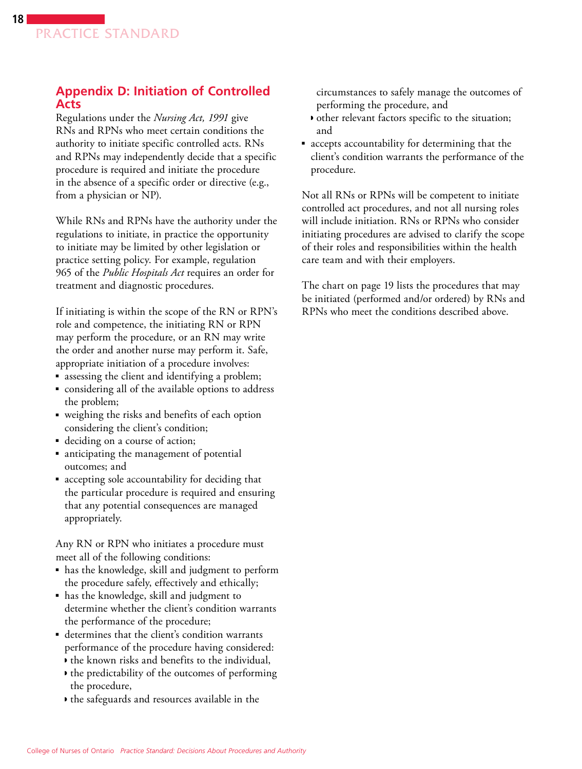## Appendix D: Initiation of Controlled Acts

Regulations under the *Nursing Act, 1991* give RNs and RPNs who meet certain conditions the authority to initiate specific controlled acts. RNs and RPNs may independently decide that a specific procedure is required and initiate the procedure in the absence of a specific order or directive (e.g., from a physician or NP).

While RNs and RPNs have the authority under the regulations to initiate, in practice the opportunity to initiate may be limited by other legislation or practice setting policy. For example, regulation 965 of the *Public Hospitals Act* requires an order for treatment and diagnostic procedures.

If initiating is within the scope of the RN or RPN's role and competence, the initiating RN or RPN may perform the procedure, or an RN may write the order and another nurse may perform it. Safe, appropriate initiation of a procedure involves:

- assessing the client and identifying a problem;
- considering all of the available options to address the problem;
- weighing the risks and benefits of each option considering the client's condition;
- deciding on a course of action;
- anticipating the management of potential outcomes; and
- accepting sole accountability for deciding that the particular procedure is required and ensuring that any potential consequences are managed appropriately.

Any RN or RPN who initiates a procedure must meet all of the following conditions:

- has the knowledge, skill and judgment to perform the procedure safely, effectively and ethically;
- has the knowledge, skill and judgment to determine whether the client's condition warrants the performance of the procedure;
- determines that the client's condition warrants performance of the procedure having considered:
  - the known risks and benefits to the individual,
  - the predictability of the outcomes of performing the procedure,
  - the safeguards and resources available in the circumstances to safely manage the outcomes of performing the procedure, and
  - other relevant factors specific to the situation; and
- accepts accountability for determining that the client's condition warrants the performance of the procedure.

Not all RNs or RPNs will be competent to initiate controlled act procedures, and not all nursing roles will include initiation. RNs or RPNs who consider initiating procedures are advised to clarify the scope of their roles and responsibilities within the health care team and with their employers.

The chart on page 19 lists the procedures that may be initiated (performed and/or ordered) by RNs and RPNs who meet the conditions described above.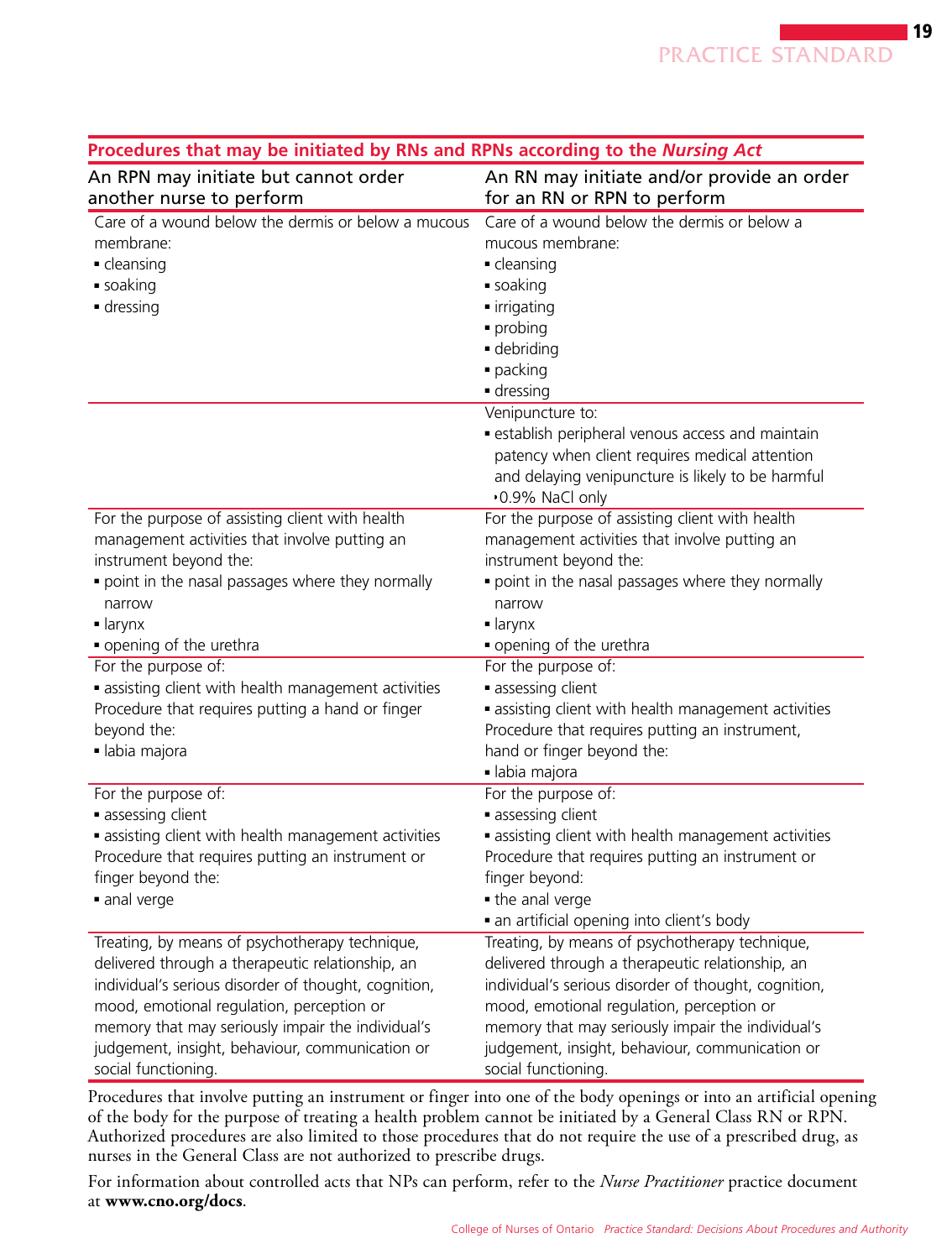**Procedures that may be initiated by RNs and RPNs according to the *Nursing Act***

| An RPN may initiate but cannot order another nurse to perform | An RN may initiate and/or provide an order for an RN or RPN to perform |
|---|---|
| Care of a wound below the dermis or below a mucous membrane:<br>▪ cleansing<br>▪ soaking<br>▪ dressing | Care of a wound below the dermis or below a mucous membrane:<br>▪ cleansing<br>▪ soaking<br>▪ irrigating<br>▪ probing<br>▪ debriding<br>▪ packing<br>▪ dressing |
| | Venipuncture to:<br>▪ establish peripheral venous access and maintain patency when client requires medical attention and delaying venipuncture is likely to be harmful<br>‣ 0.9% NaCl only |
| For the purpose of assisting client with health management activities that involve putting an instrument beyond the:<br>▪ point in the nasal passages where they normally narrow<br>▪ larynx<br>▪ opening of the urethra | For the purpose of assisting client with health management activities that involve putting an instrument beyond the:<br>▪ point in the nasal passages where they normally narrow<br>▪ larynx<br>▪ opening of the urethra |
| For the purpose of:<br>▪ assisting client with health management activities<br>Procedure that requires putting a hand or finger beyond the:<br>▪ labia majora | For the purpose of:<br>▪ assessing client<br>▪ assisting client with health management activities<br>Procedure that requires putting an instrument, hand or finger beyond the:<br>▪ labia majora |
| For the purpose of:<br>▪ assessing client<br>▪ assisting client with health management activities<br>Procedure that requires putting an instrument or finger beyond the:<br>▪ anal verge | For the purpose of:<br>▪ assessing client<br>▪ assisting client with health management activities<br>Procedure that requires putting an instrument or finger beyond:<br>▪ the anal verge<br>▪ an artificial opening into client's body |
| Treating, by means of psychotherapy technique, delivered through a therapeutic relationship, an individual's serious disorder of thought, cognition, mood, emotional regulation, perception or memory that may seriously impair the individual's judgement, insight, behaviour, communication or social functioning. | Treating, by means of psychotherapy technique, delivered through a therapeutic relationship, an individual's serious disorder of thought, cognition, mood, emotional regulation, perception or memory that may seriously impair the individual's judgement, insight, behaviour, communication or social functioning. |

Procedures that involve putting an instrument or finger into one of the body openings or into an artificial opening of the body for the purpose of treating a health problem cannot be initiated by a General Class RN or RPN. Authorized procedures are also limited to those procedures that do not require the use of a prescribed drug, as nurses in the General Class are not authorized to prescribe drugs.

For information about controlled acts that NPs can perform, refer to the *Nurse Practitioner* practice document at **www.cno.org/docs**.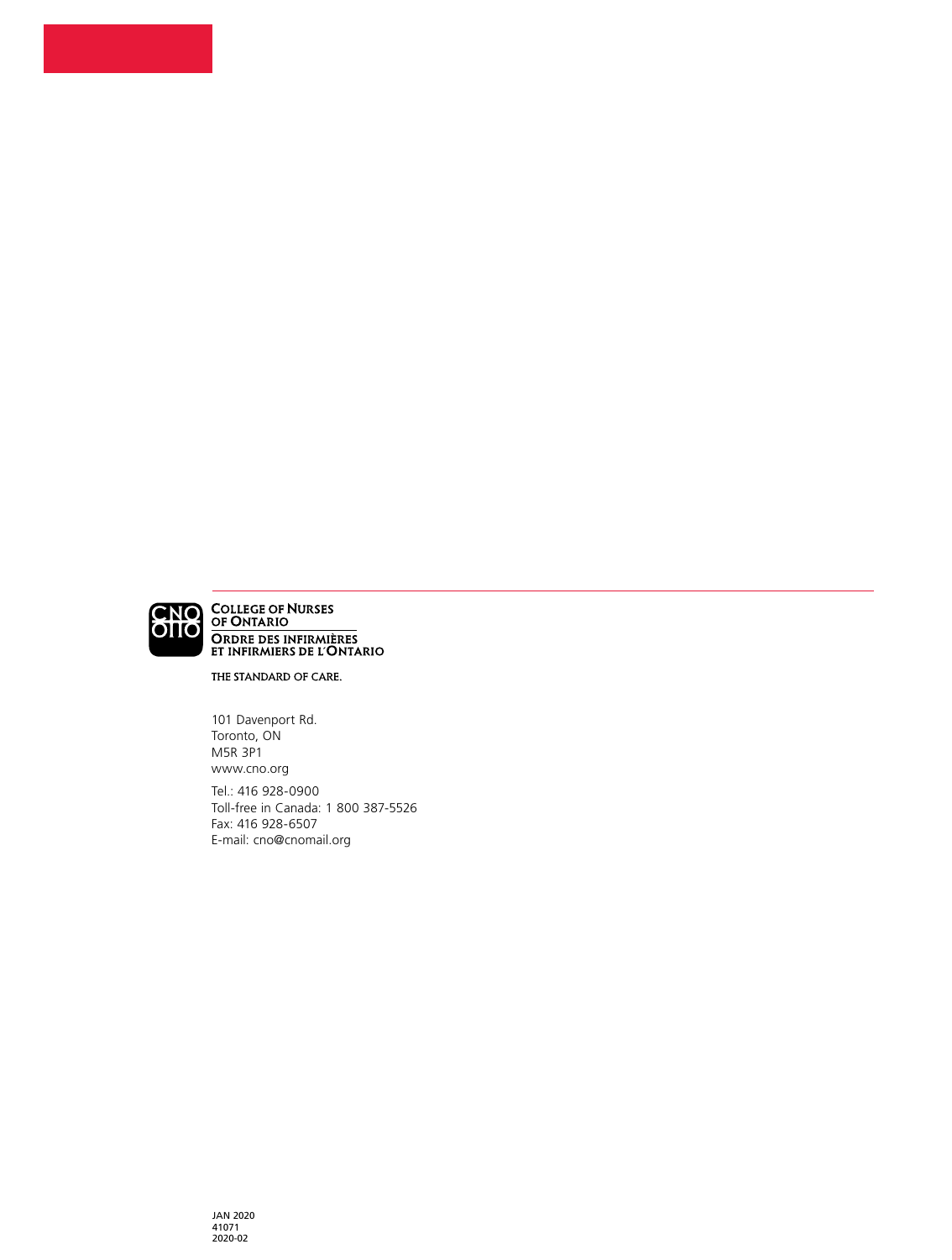**College of Nurses of Ontario**

**Ordre des infirmières et infirmiers de l'Ontario**

THE STANDARD OF CARE.

101 Davenport Rd.
Toronto, ON
M5R 3P1
www.cno.org

Tel.: 416 928-0900
Toll-free in Canada: 1 800 387-5526
Fax: 416 928-6507
E-mail: cno@cnomail.org

JAN 2020
41071
2020-02